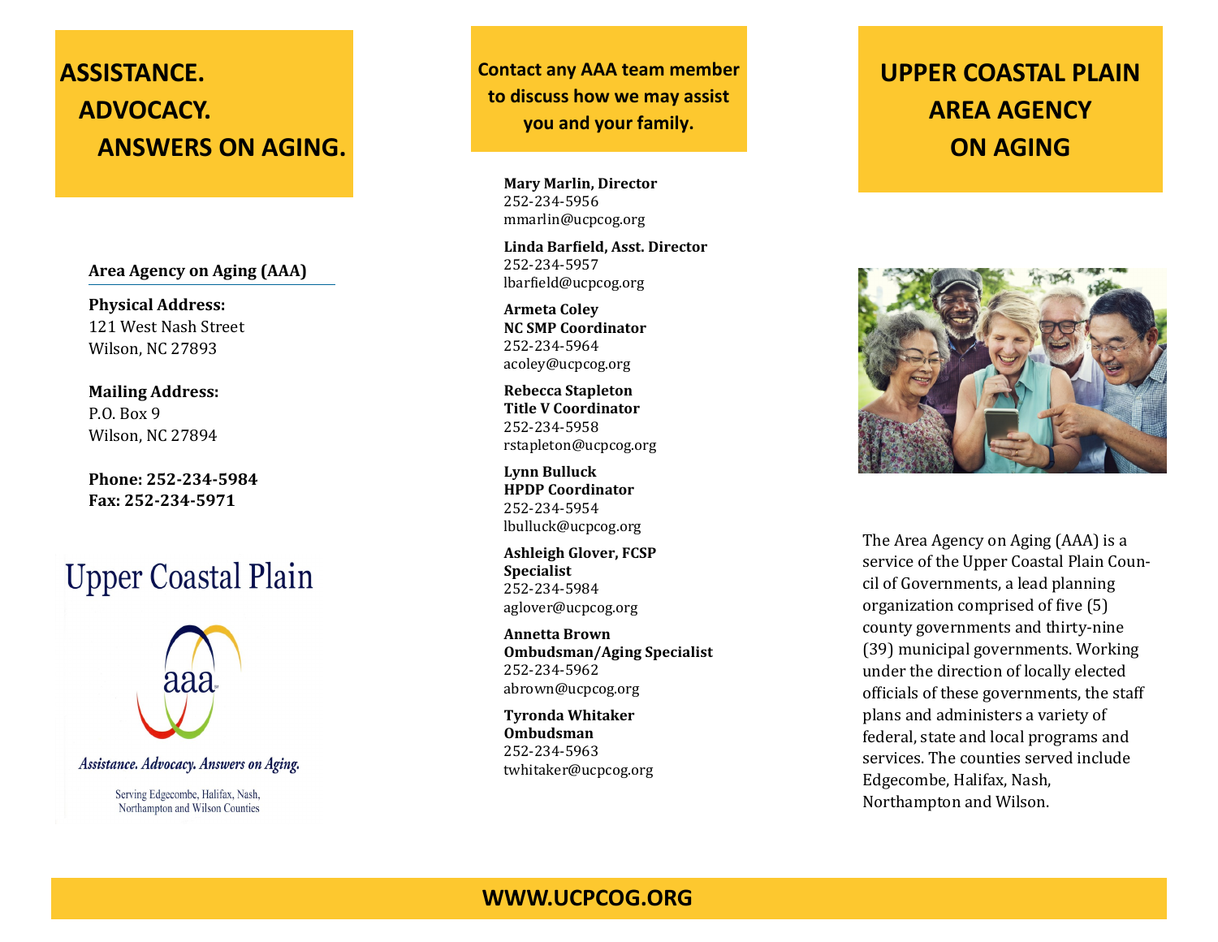# ASSISTANCE. ADVOCACY. ANSWERS ON AGING.

**Area Agency on Aging (AAA)**

**Physical Address:**
121 West Nash Street
Wilson, NC 27893

**Mailing Address:**
P.O. Box 9
Wilson, NC 27894

**Phone: 252-234-5984**
**Fax: 252-234-5971**

Upper Coastal Plain

aaa

*Assistance. Advocacy. Answers on Aging.*

Serving Edgecombe, Halifax, Nash, Northampton and Wilson Counties

**Contact any AAA team member to discuss how we may assist you and your family.**

**Mary Marlin, Director**
252-234-5956
mmarlin@ucpcog.org

**Linda Barfield, Asst. Director**
252-234-5957
lbarfield@ucpcog.org

**Armeta Coley**
**NC SMP Coordinator**
252-234-5964
acoley@ucpcog.org

**Rebecca Stapleton**
**Title V Coordinator**
252-234-5958
rstapleton@ucpcog.org

**Lynn Bulluck**
**HPDP Coordinator**
252-234-5954
lbulluck@ucpcog.org

**Ashleigh Glover, FCSP Specialist**
252-234-5984
aglover@ucpcog.org

**Annetta Brown**
**Ombudsman/Aging Specialist**
252-234-5962
abrown@ucpcog.org

**Tyronda Whitaker**
**Ombudsman**
252-234-5963
twhitaker@ucpcog.org

# UPPER COASTAL PLAIN AREA AGENCY ON AGING

The Area Agency on Aging (AAA) is a service of the Upper Coastal Plain Council of Governments, a lead planning organization comprised of five (5) county governments and thirty-nine (39) municipal governments. Working under the direction of locally elected officials of these governments, the staff plans and administers a variety of federal, state and local programs and services. The counties served include Edgecombe, Halifax, Nash, Northampton and Wilson.

**WWW.UCPCOG.ORG**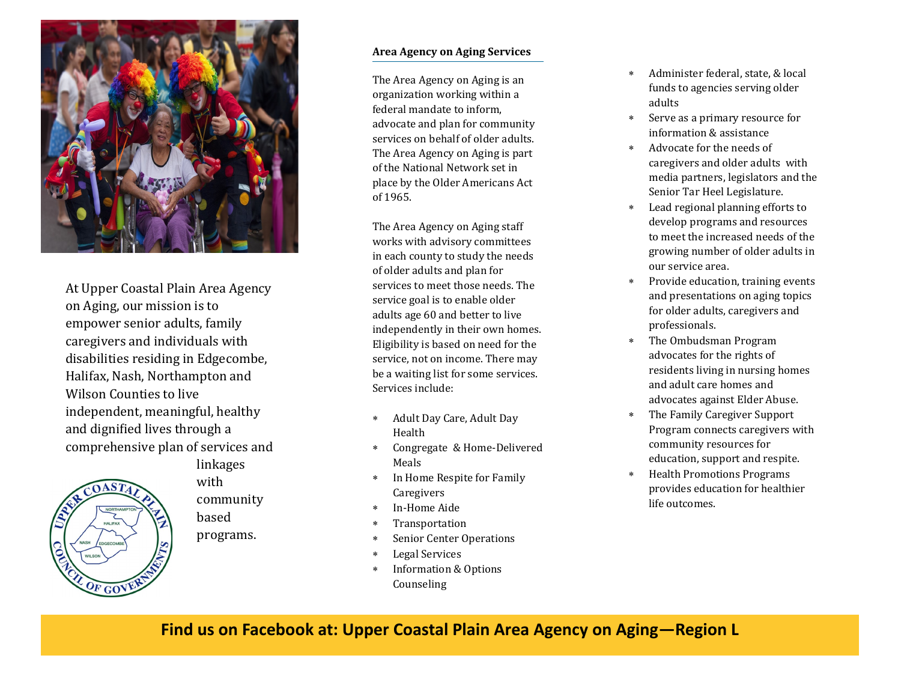At Upper Coastal Plain Area Agency on Aging, our mission is to empower senior adults, family caregivers and individuals with disabilities residing in Edgecombe, Halifax, Nash, Northampton and Wilson Counties to live independent, meaningful, healthy and dignified lives through a comprehensive plan of services and linkages with community based programs.

## Area Agency on Aging Services

The Area Agency on Aging is an organization working within a federal mandate to inform, advocate and plan for community services on behalf of older adults. The Area Agency on Aging is part of the National Network set in place by the Older Americans Act of 1965.

The Area Agency on Aging staff works with advisory committees in each county to study the needs of older adults and plan for services to meet those needs. The service goal is to enable older adults age 60 and better to live independently in their own homes. Eligibility is based on need for the service, not on income. There may be a waiting list for some services. Services include:

* Adult Day Care, Adult Day Health
* Congregate & Home-Delivered Meals
* In Home Respite for Family Caregivers
* In-Home Aide
* Transportation
* Senior Center Operations
* Legal Services
* Information & Options Counseling

* Administer federal, state, & local funds to agencies serving older adults
* Serve as a primary resource for information & assistance
* Advocate for the needs of caregivers and older adults with media partners, legislators and the Senior Tar Heel Legislature.
* Lead regional planning efforts to develop programs and resources to meet the increased needs of the growing number of older adults in our service area.
* Provide education, training events and presentations on aging topics for older adults, caregivers and professionals.
* The Ombudsman Program advocates for the rights of residents living in nursing homes and adult care homes and advocates against Elder Abuse.
* The Family Caregiver Support Program connects caregivers with community resources for education, support and respite.
* Health Promotions Programs provides education for healthier life outcomes.

**Find us on Facebook at: Upper Coastal Plain Area Agency on Aging—Region L**